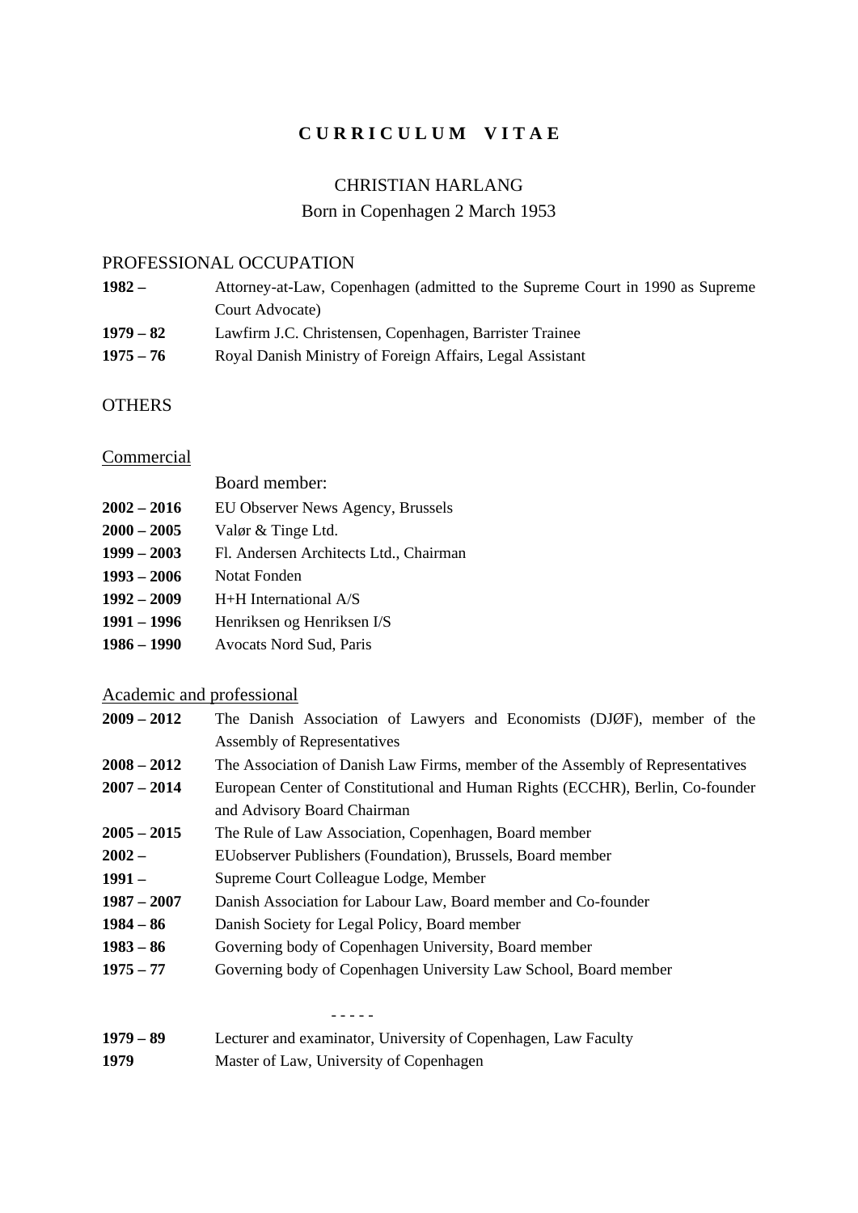# C U R R I C U L U M   V I T A E

CHRISTIAN HARLANG

Born in Copenhagen 2 March 1953

## PROFESSIONAL OCCUPATION

| | |
|---|---|
| **1982 –** | Attorney-at-Law, Copenhagen (admitted to the Supreme Court in 1990 as Supreme Court Advocate) |
| **1979 – 82** | Lawfirm J.C. Christensen, Copenhagen, Barrister Trainee |
| **1975 – 76** | Royal Danish Ministry of Foreign Affairs, Legal Assistant |

## OTHERS

### Commercial

Board member:

| | |
|---|---|
| **2002 – 2016** | EU Observer News Agency, Brussels |
| **2000 – 2005** | Valør & Tinge Ltd. |
| **1999 – 2003** | Fl. Andersen Architects Ltd., Chairman |
| **1993 – 2006** | Notat Fonden |
| **1992 – 2009** | H+H International A/S |
| **1991 – 1996** | Henriksen og Henriksen I/S |
| **1986 – 1990** | Avocats Nord Sud, Paris |

### Academic and professional

| | |
|---|---|
| **2009 – 2012** | The Danish Association of Lawyers and Economists (DJØF), member of the Assembly of Representatives |
| **2008 – 2012** | The Association of Danish Law Firms, member of the Assembly of Representatives |
| **2007 – 2014** | European Center of Constitutional and Human Rights (ECCHR), Berlin, Co-founder and Advisory Board Chairman |
| **2005 – 2015** | The Rule of Law Association, Copenhagen, Board member |
| **2002 –** | EUobserver Publishers (Foundation), Brussels, Board member |
| **1991 –** | Supreme Court Colleague Lodge, Member |
| **1987 – 2007** | Danish Association for Labour Law, Board member and Co-founder |
| **1984 – 86** | Danish Society for Legal Policy, Board member |
| **1983 – 86** | Governing body of Copenhagen University, Board member |
| **1975 – 77** | Governing body of Copenhagen University Law School, Board member |

- - - - -

| | |
|---|---|
| **1979 – 89** | Lecturer and examinator, University of Copenhagen, Law Faculty |
| **1979** | Master of Law, University of Copenhagen |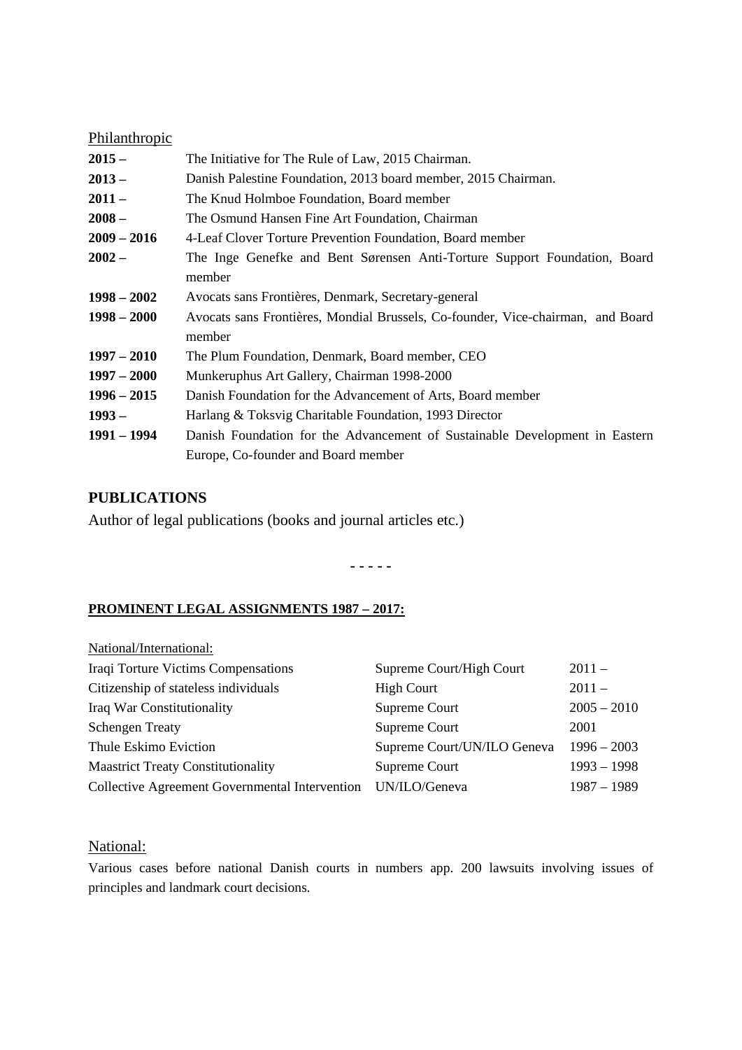Philanthropic

| | |
|---|---|
| **2015 –** | The Initiative for The Rule of Law, 2015 Chairman. |
| **2013 –** | Danish Palestine Foundation, 2013 board member, 2015 Chairman. |
| **2011 –** | The Knud Holmboe Foundation, Board member |
| **2008 –** | The Osmund Hansen Fine Art Foundation, Chairman |
| **2009 – 2016** | 4-Leaf Clover Torture Prevention Foundation, Board member |
| **2002 –** | The Inge Genefke and Bent Sørensen Anti-Torture Support Foundation, Board member |
| **1998 – 2002** | Avocats sans Frontières, Denmark, Secretary-general |
| **1998 – 2000** | Avocats sans Frontières, Mondial Brussels, Co-founder, Vice-chairman, and Board member |
| **1997 – 2010** | The Plum Foundation, Denmark, Board member, CEO |
| **1997 – 2000** | Munkeruphus Art Gallery, Chairman 1998-2000 |
| **1996 – 2015** | Danish Foundation for the Advancement of Arts, Board member |
| **1993 –** | Harlang & Toksvig Charitable Foundation, 1993 Director |
| **1991 – 1994** | Danish Foundation for the Advancement of Sustainable Development in Eastern Europe, Co-founder and Board member |

## PUBLICATIONS

Author of legal publications (books and journal articles etc.)

- - - - -

**PROMINENT LEGAL ASSIGNMENTS 1987 – 2017:**

National/International:

| | | |
|---|---|---|
| Iraqi Torture Victims Compensations | Supreme Court/High Court | 2011 – |
| Citizenship of stateless individuals | High Court | 2011 – |
| Iraq War Constitutionality | Supreme Court | 2005 – 2010 |
| Schengen Treaty | Supreme Court | 2001 |
| Thule Eskimo Eviction | Supreme Court/UN/ILO Geneva | 1996 – 2003 |
| Maastrict Treaty Constitutionality | Supreme Court | 1993 – 1998 |
| Collective Agreement Governmental Intervention | UN/ILO/Geneva | 1987 – 1989 |

National:

Various cases before national Danish courts in numbers app. 200 lawsuits involving issues of principles and landmark court decisions.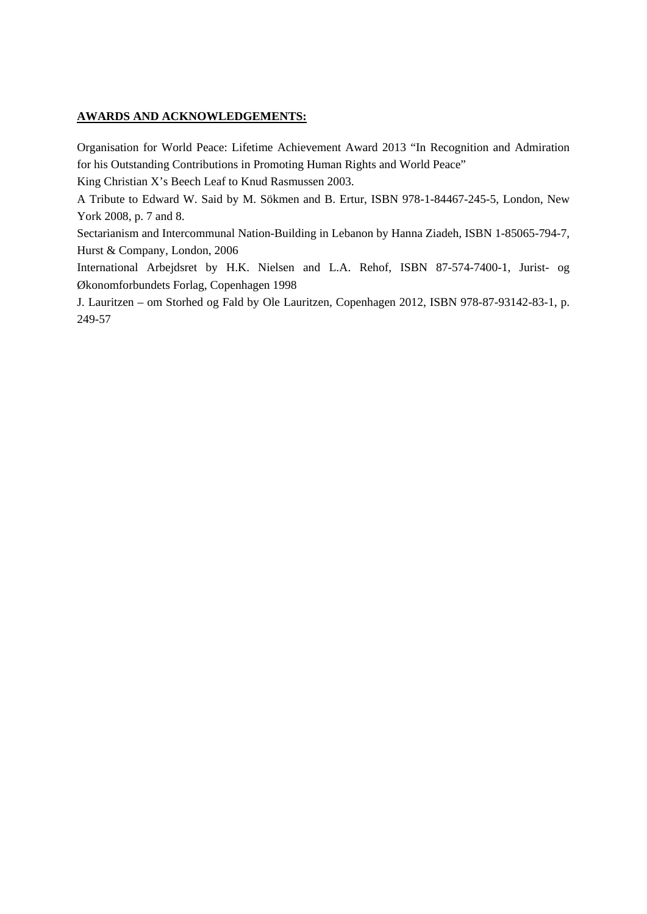**AWARDS AND ACKNOWLEDGEMENTS:**

Organisation for World Peace: Lifetime Achievement Award 2013 "In Recognition and Admiration for his Outstanding Contributions in Promoting Human Rights and World Peace"

King Christian X's Beech Leaf to Knud Rasmussen 2003.

A Tribute to Edward W. Said by M. Sökmen and B. Ertur, ISBN 978-1-84467-245-5, London, New York 2008, p. 7 and 8.

Sectarianism and Intercommunal Nation-Building in Lebanon by Hanna Ziadeh, ISBN 1-85065-794-7, Hurst & Company, London, 2006

International Arbejdsret by H.K. Nielsen and L.A. Rehof, ISBN 87-574-7400-1, Jurist- og Økonomforbundets Forlag, Copenhagen 1998

J. Lauritzen – om Storhed og Fald by Ole Lauritzen, Copenhagen 2012, ISBN 978-87-93142-83-1, p. 249-57